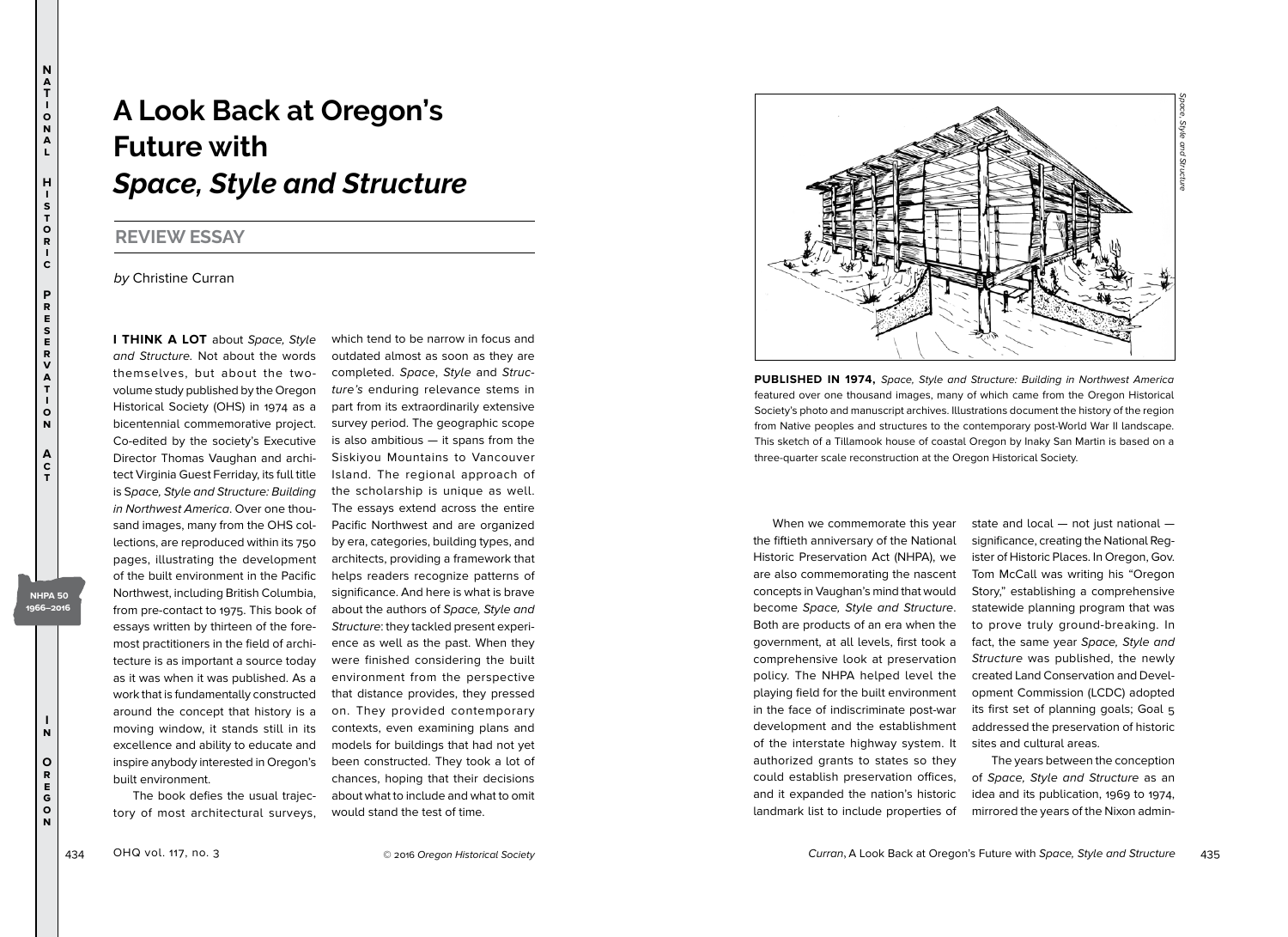# A Look Back at Oregon's Future with *Space, Style and Structure*

## REVIEW ESSAY

*by* Christine Curran

**I THINK A LOT** about *Space, Style and Structure*. Not about the words themselves, but about the two-volume study published by the Oregon Historical Society (OHS) in 1974 as a bicentennial commemorative project. Co-edited by the society's Executive Director Thomas Vaughan and architect Virginia Guest Ferriday, its full title is *Space, Style and Structure: Building in Northwest America*. Over one thousand images, many from the OHS collections, are reproduced within its 750 pages, illustrating the development of the built environment in the Pacific Northwest, including British Columbia, from pre-contact to 1975. This book of essays written by thirteen of the foremost practitioners in the field of architecture is as important a source today as it was when it was published. As a work that is fundamentally constructed around the concept that history is a moving window, it stands still in its excellence and ability to educate and inspire anybody interested in Oregon's built environment.

The book defies the usual trajectory of most architectural surveys, which tend to be narrow in focus and outdated almost as soon as they are completed. *Space, Style* and *Structure's* enduring relevance stems in part from its extraordinarily extensive survey period. The geographic scope is also ambitious — it spans from the Siskiyou Mountains to Vancouver Island. The regional approach of the scholarship is unique as well. The essays extend across the entire Pacific Northwest and are organized by era, categories, building types, and architects, providing a framework that helps readers recognize patterns of significance. And here is what is brave about the authors of *Space, Style and Structure*: they tackled present experience as well as the past. When they were finished considering the built environment from the perspective that distance provides, they pressed on. They provided contemporary contexts, even examining plans and models for buildings that had not yet been constructed. They took a lot of chances, hoping that their decisions about what to include and what to omit would stand the test of time.

**PUBLISHED IN 1974,** *Space, Style and Structure: Building in Northwest America* featured over one thousand images, many of which came from the Oregon Historical Society's photo and manuscript archives. Illustrations document the history of the region from Native peoples and structures to the contemporary post-World War II landscape. This sketch of a Tillamook house of coastal Oregon by Inaky San Martin is based on a three-quarter scale reconstruction at the Oregon Historical Society.

When we commemorate this year the fiftieth anniversary of the National Historic Preservation Act (NHPA), we are also commemorating the nascent concepts in Vaughan's mind that would become *Space, Style and Structure*. Both are products of an era when the government, at all levels, first took a comprehensive look at preservation policy. The NHPA helped level the playing field for the built environment in the face of indiscriminate post-war development and the establishment of the interstate highway system. It authorized grants to states so they could establish preservation offices, and it expanded the nation's historic landmark list to include properties of state and local — not just national — significance, creating the National Register of Historic Places. In Oregon, Gov. Tom McCall was writing his "Oregon Story," establishing a comprehensive statewide planning program that was to prove truly ground-breaking. In fact, the same year *Space, Style and Structure* was published, the newly created Land Conservation and Development Commission (LCDC) adopted its first set of planning goals; Goal 5 addressed the preservation of historic sites and cultural areas.

The years between the conception of *Space, Style and Structure* as an idea and its publication, 1969 to 1974, mirrored the years of the Nixon admin-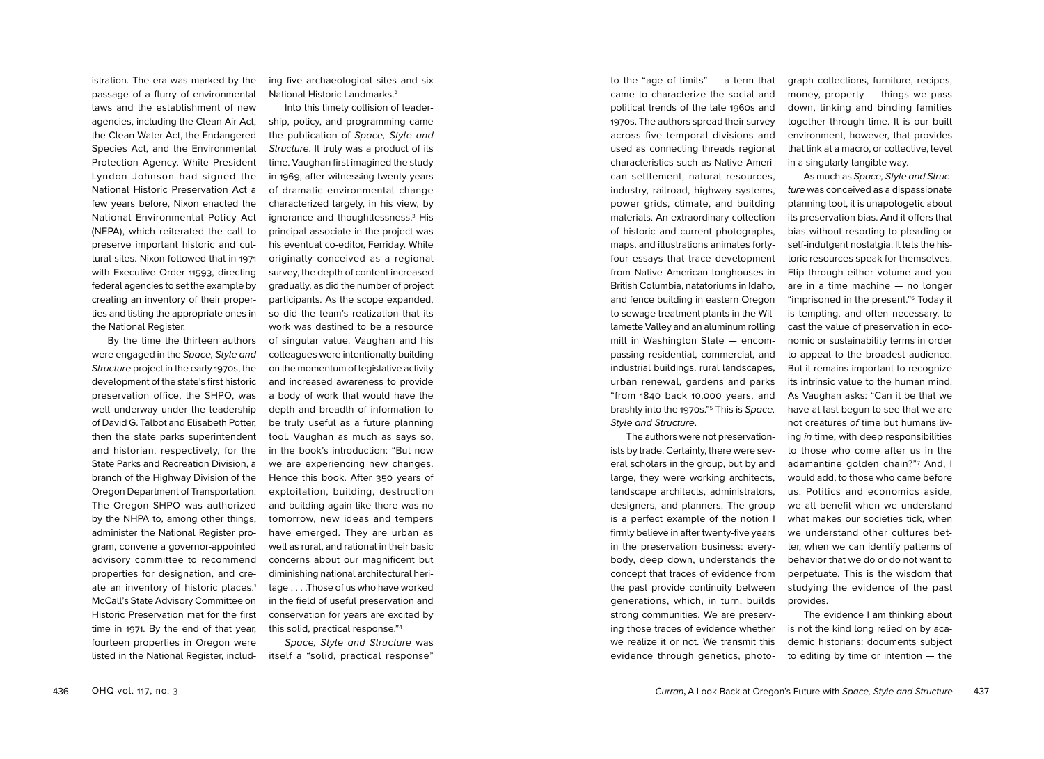istration. The era was marked by the passage of a flurry of environmental laws and the establishment of new agencies, including the Clean Air Act, the Clean Water Act, the Endangered Species Act, and the Environmental Protection Agency. While President Lyndon Johnson had signed the National Historic Preservation Act a few years before, Nixon enacted the National Environmental Policy Act (NEPA), which reiterated the call to preserve important historic and cultural sites. Nixon followed that in 1971 with Executive Order 11593, directing federal agencies to set the example by creating an inventory of their properties and listing the appropriate ones in the National Register.

By the time the thirteen authors were engaged in the *Space, Style and Structure* project in the early 1970s, the development of the state's first historic preservation office, the SHPO, was well underway under the leadership of David G. Talbot and Elisabeth Potter, then the state parks superintendent and historian, respectively, for the State Parks and Recreation Division, a branch of the Highway Division of the Oregon Department of Transportation. The Oregon SHPO was authorized by the NHPA to, among other things, administer the National Register program, convene a governor-appointed advisory committee to recommend properties for designation, and create an inventory of historic places.[1] McCall's State Advisory Committee on Historic Preservation met for the first time in 1971. By the end of that year, fourteen properties in Oregon were listed in the National Register, including five archaeological sites and six National Historic Landmarks.[2]

Into this timely collision of leadership, policy, and programming came the publication of *Space, Style and Structure*. It truly was a product of its time. Vaughan first imagined the study in 1969, after witnessing twenty years of dramatic environmental change characterized largely, in his view, by ignorance and thoughtlessness.[3] His principal associate in the project was his eventual co-editor, Ferriday. While originally conceived as a regional survey, the depth of content increased gradually, as did the number of project participants. As the scope expanded, so did the team's realization that its work was destined to be a resource of singular value. Vaughan and his colleagues were intentionally building on the momentum of legislative activity and increased awareness to provide a body of work that would have the depth and breadth of information to be truly useful as a future planning tool. Vaughan as much as says so, in the book's introduction: "But now we are experiencing new changes. Hence this book. After 350 years of exploitation, building, destruction and building again like there was no tomorrow, new ideas and tempers have emerged. They are urban as well as rural, and rational in their basic concerns about our magnificent but diminishing national architectural heritage . . . .Those of us who have worked in the field of useful preservation and conservation for years are excited by this solid, practical response."[4]

*Space, Style and Structure* was itself a "solid, practical response" to the "age of limits" — a term that came to characterize the social and political trends of the late 1960s and 1970s. The authors spread their survey across five temporal divisions and used as connecting threads regional characteristics such as Native American settlement, natural resources, industry, railroad, highway systems, power grids, climate, and building materials. An extraordinary collection of historic and current photographs, maps, and illustrations animates forty-four essays that trace development from Native American longhouses in British Columbia, natatoriums in Idaho, and fence building in eastern Oregon to sewage treatment plants in the Willamette Valley and an aluminum rolling mill in Washington State — encompassing residential, commercial, and industrial buildings, rural landscapes, urban renewal, gardens and parks "from 1840 back 10,000 years, and brashly into the 1970s."[5] This is *Space, Style and Structure*.

The authors were not preservationists by trade. Certainly, there were several scholars in the group, but by and large, they were working architects, landscape architects, administrators, designers, and planners. The group is a perfect example of the notion I firmly believe in after twenty-five years in the preservation business: everybody, deep down, understands the concept that traces of evidence from the past provide continuity between generations, which, in turn, builds strong communities. We are preserving those traces of evidence whether we realize it or not. We transmit this evidence through genetics, photograph collections, furniture, recipes, money, property — things we pass down, linking and binding families together through time. It is our built environment, however, that provides that link at a macro, or collective, level in a singularly tangible way.

As much as *Space, Style and Structure* was conceived as a dispassionate planning tool, it is unapologetic about its preservation bias. And it offers that bias without resorting to pleading or self-indulgent nostalgia. It lets the historic resources speak for themselves. Flip through either volume and you are in a time machine — no longer "imprisoned in the present."[6] Today it is tempting, and often necessary, to cast the value of preservation in economic or sustainability terms in order to appeal to the broadest audience. But it remains important to recognize its intrinsic value to the human mind. As Vaughan asks: "Can it be that we have at last begun to see that we are not creatures *of* time but humans living *in* time, with deep responsibilities to those who come after us in the adamantine golden chain?"[7] And, I would add, to those who came before us. Politics and economics aside, we all benefit when we understand what makes our societies tick, when we understand other cultures better, when we can identify patterns of behavior that we do or do not want to perpetuate. This is the wisdom that studying the evidence of the past provides.

The evidence I am thinking about is not the kind long relied on by academic historians: documents subject to editing by time or intention — the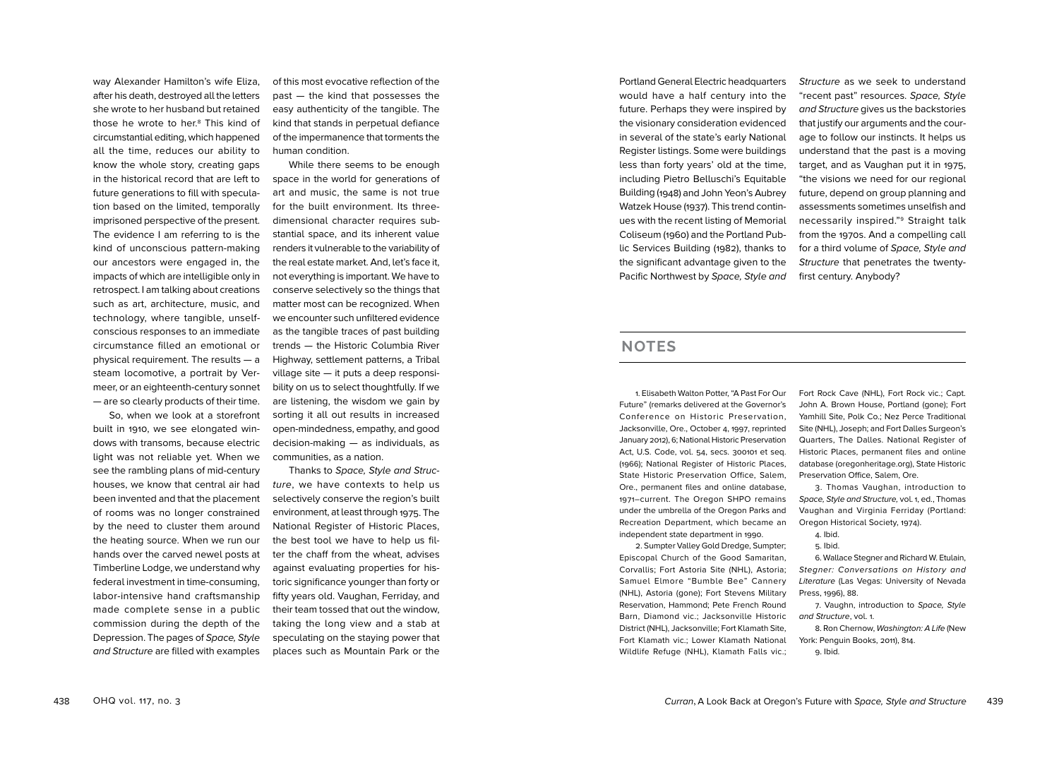way Alexander Hamilton's wife Eliza, after his death, destroyed all the letters she wrote to her husband but retained those he wrote to her.[8] This kind of circumstantial editing, which happened all the time, reduces our ability to know the whole story, creating gaps in the historical record that are left to future generations to fill with speculation based on the limited, temporally imprisoned perspective of the present. The evidence I am referring to is the kind of unconscious pattern-making our ancestors were engaged in, the impacts of which are intelligible only in retrospect. I am talking about creations such as art, architecture, music, and technology, where tangible, unselfconscious responses to an immediate circumstance filled an emotional or physical requirement. The results — a steam locomotive, a portrait by Vermeer, or an eighteenth-century sonnet — are so clearly products of their time.

So, when we look at a storefront built in 1910, we see elongated windows with transoms, because electric light was not reliable yet. When we see the rambling plans of mid-century houses, we know that central air had been invented and that the placement of rooms was no longer constrained by the need to cluster them around the heating source. When we run our hands over the carved newel posts at Timberline Lodge, we understand why federal investment in time-consuming, labor-intensive hand craftsmanship made complete sense in a public commission during the depth of the Depression. The pages of *Space, Style and Structure* are filled with examples of this most evocative reflection of the past — the kind that possesses the easy authenticity of the tangible. The kind that stands in perpetual defiance of the impermanence that torments the human condition.

While there seems to be enough space in the world for generations of art and music, the same is not true for the built environment. Its three-dimensional character requires substantial space, and its inherent value renders it vulnerable to the variability of the real estate market. And, let's face it, not everything is important. We have to conserve selectively so the things that matter most can be recognized. When we encounter such unfiltered evidence as the tangible traces of past building trends — the Historic Columbia River Highway, settlement patterns, a Tribal village site — it puts a deep responsibility on us to select thoughtfully. If we are listening, the wisdom we gain by sorting it all out results in increased open-mindedness, empathy, and good decision-making — as individuals, as communities, as a nation.

Thanks to *Space, Style and Structure*, we have contexts to help us selectively conserve the region's built environment, at least through 1975. The National Register of Historic Places, the best tool we have to help us filter the chaff from the wheat, advises against evaluating properties for historic significance younger than forty or fifty years old. Vaughan, Ferriday, and their team tossed that out the window, taking the long view and a stab at speculating on the staying power that places such as Mountain Park or the Portland General Electric headquarters would have a half century into the future. Perhaps they were inspired by the visionary consideration evidenced in several of the state's early National Register listings. Some were buildings less than forty years' old at the time, including Pietro Belluschi's Equitable Building (1948) and John Yeon's Aubrey Watzek House (1937). This trend continues with the recent listing of Memorial Coliseum (1960) and the Portland Public Services Building (1982), thanks to the significant advantage given to the Pacific Northwest by *Space, Style and Structure* as we seek to understand "recent past" resources. *Space, Style and Structure* gives us the backstories that justify our arguments and the courage to follow our instincts. It helps us understand that the past is a moving target, and as Vaughan put it in 1975, "the visions we need for our regional future, depend on group planning and assessments sometimes unselfish and necessarily inspired."[9] Straight talk from the 1970s. And a compelling call for a third volume of *Space, Style and Structure* that penetrates the twenty-first century. Anybody?

## NOTES

1. Elisabeth Walton Potter, "A Past For Our Future" (remarks delivered at the Governor's Conference on Historic Preservation, Jacksonville, Ore., October 4, 1997, reprinted January 2012), 6; National Historic Preservation Act, U.S. Code, vol. 54, secs. 300101 et seq. (1966); National Register of Historic Places, State Historic Preservation Office, Salem, Ore., permanent files and online database, 1971–current. The Oregon SHPO remains under the umbrella of the Oregon Parks and Recreation Department, which became an independent state department in 1990.

2. Sumpter Valley Gold Dredge, Sumpter; Episcopal Church of the Good Samaritan, Corvallis; Fort Astoria Site (NHL), Astoria; Samuel Elmore "Bumble Bee" Cannery (NHL), Astoria (gone); Fort Stevens Military Reservation, Hammond; Pete French Round Barn, Diamond vic.; Jacksonville Historic District (NHL), Jacksonville; Fort Klamath Site, Fort Klamath vic.; Lower Klamath National Wildlife Refuge (NHL), Klamath Falls vic.; Fort Rock Cave (NHL), Fort Rock vic.; Capt. John A. Brown House, Portland (gone); Fort Yamhill Site, Polk Co.; Nez Perce Traditional Site (NHL), Joseph; and Fort Dalles Surgeon's Quarters, The Dalles. National Register of Historic Places, permanent files and online database (oregonheritage.org), State Historic Preservation Office, Salem, Ore.

3. Thomas Vaughan, introduction to *Space, Style and Structure*, vol. 1, ed., Thomas Vaughan and Virginia Ferriday (Portland: Oregon Historical Society, 1974).

4. Ibid.

5. Ibid.

6. Wallace Stegner and Richard W. Etulain, *Stegner: Conversations on History and Literature* (Las Vegas: University of Nevada Press, 1996), 88.

7. Vaughn, introduction to *Space, Style and Structure*, vol. 1.

8. Ron Chernow, *Washington: A Life* (New York: Penguin Books, 2011), 814.

9. Ibid.